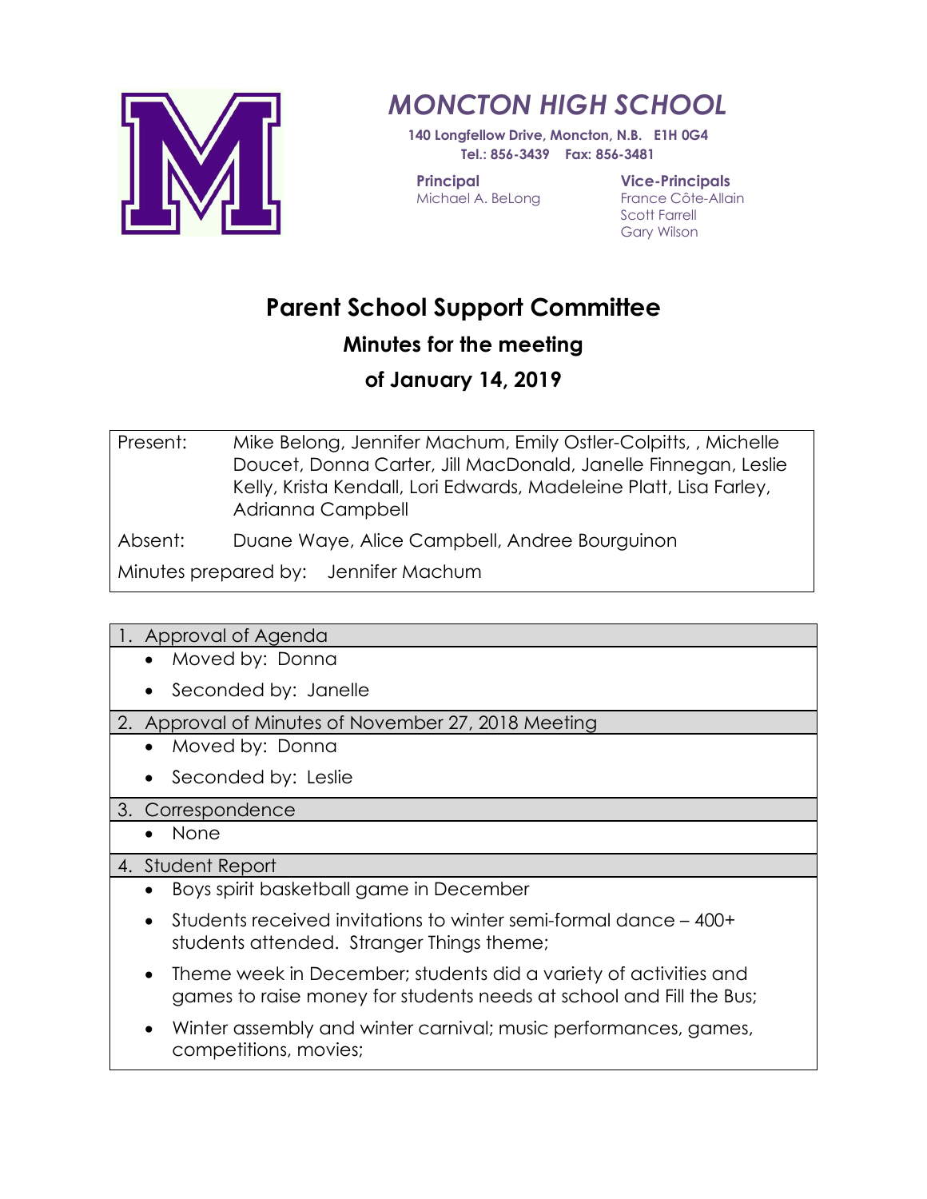# *MONCTON HIGH SCHOOL*

**140 Longfellow Drive, Moncton, N.B. E1H 0G4**
**Tel.: 856-3439 Fax: 856-3481**

**Principal**
Michael A. BeLong

**Vice-Principals**
France Côte-Allain
Scott Farrell
Gary Wilson

## Parent School Support Committee

### Minutes for the meeting

### of January 14, 2019

| | |
|---|---|
| Present: | Mike Belong, Jennifer Machum, Emily Ostler-Colpitts, , Michelle Doucet, Donna Carter, Jill MacDonald, Janelle Finnegan, Leslie Kelly, Krista Kendall, Lori Edwards, Madeleine Platt, Lisa Farley, Adrianna Campbell |
| Absent: | Duane Waye, Alice Campbell, Andree Bourguinon |
| Minutes prepared by: | Jennifer Machum |

1. Approval of Agenda
   - Moved by: Donna
   - Seconded by: Janelle

2. Approval of Minutes of November 27, 2018 Meeting
   - Moved by: Donna
   - Seconded by: Leslie

3. Correspondence
   - None

4. Student Report
   - Boys spirit basketball game in December
   - Students received invitations to winter semi-formal dance – 400+ students attended. Stranger Things theme;
   - Theme week in December; students did a variety of activities and games to raise money for students needs at school and Fill the Bus;
   - Winter assembly and winter carnival; music performances, games, competitions, movies;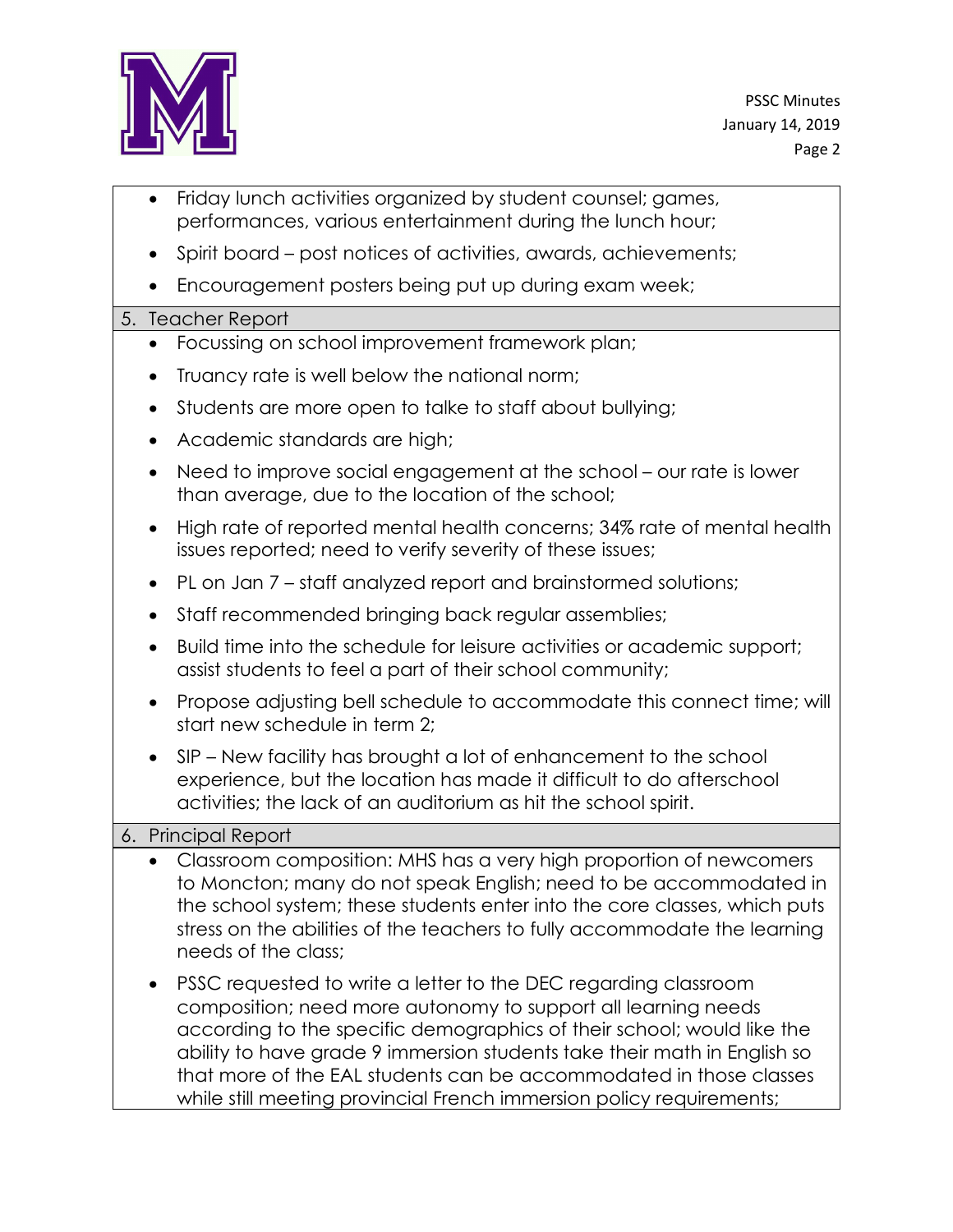- Friday lunch activities organized by student counsel; games, performances, various entertainment during the lunch hour;
- Spirit board – post notices of activities, awards, achievements;
- Encouragement posters being put up during exam week;

## 5. Teacher Report

- Focussing on school improvement framework plan;
- Truancy rate is well below the national norm;
- Students are more open to talke to staff about bullying;
- Academic standards are high;
- Need to improve social engagement at the school – our rate is lower than average, due to the location of the school;
- High rate of reported mental health concerns; 34% rate of mental health issues reported; need to verify severity of these issues;
- PL on Jan 7 – staff analyzed report and brainstormed solutions;
- Staff recommended bringing back regular assemblies;
- Build time into the schedule for leisure activities or academic support; assist students to feel a part of their school community;
- Propose adjusting bell schedule to accommodate this connect time; will start new schedule in term 2;
- SIP – New facility has brought a lot of enhancement to the school experience, but the location has made it difficult to do afterschool activities; the lack of an auditorium as hit the school spirit.

## 6. Principal Report

- Classroom composition: MHS has a very high proportion of newcomers to Moncton; many do not speak English; need to be accommodated in the school system; these students enter into the core classes, which puts stress on the abilities of the teachers to fully accommodate the learning needs of the class;
- PSSC requested to write a letter to the DEC regarding classroom composition; need more autonomy to support all learning needs according to the specific demographics of their school; would like the ability to have grade 9 immersion students take their math in English so that more of the EAL students can be accommodated in those classes while still meeting provincial French immersion policy requirements;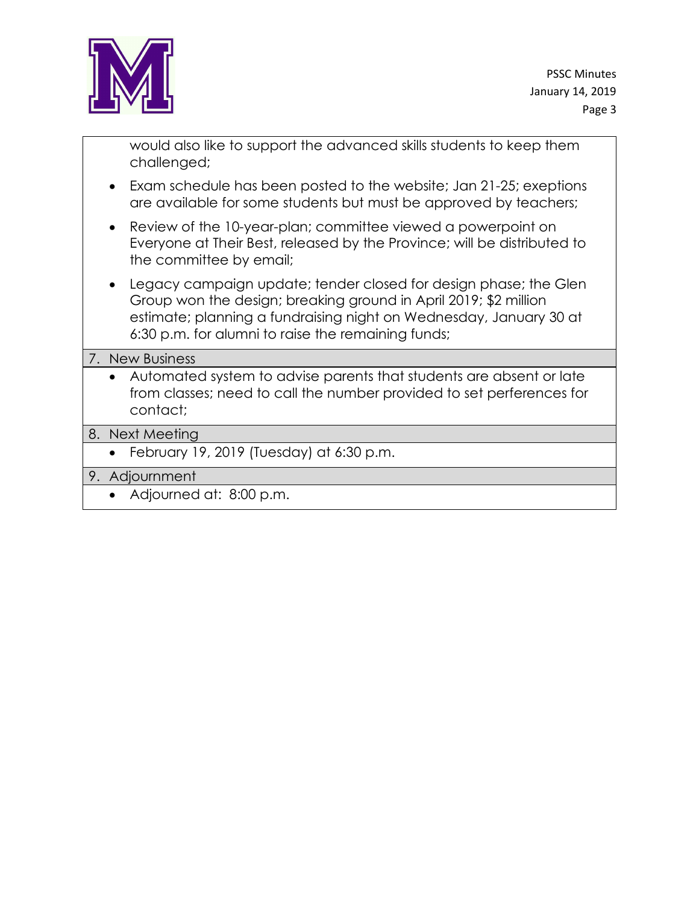would also like to support the advanced skills students to keep them challenged;

- Exam schedule has been posted to the website; Jan 21-25; exeptions are available for some students but must be approved by teachers;
- Review of the 10-year-plan; committee viewed a powerpoint on Everyone at Their Best, released by the Province; will be distributed to the committee by email;
- Legacy campaign update; tender closed for design phase; the Glen Group won the design; breaking ground in April 2019; $2 million estimate; planning a fundraising night on Wednesday, January 30 at 6:30 p.m. for alumni to raise the remaining funds;

## 7. New Business

- Automated system to advise parents that students are absent or late from classes; need to call the number provided to set perferences for contact;

## 8. Next Meeting

- February 19, 2019 (Tuesday) at 6:30 p.m.

## 9. Adjournment

- Adjourned at: 8:00 p.m.